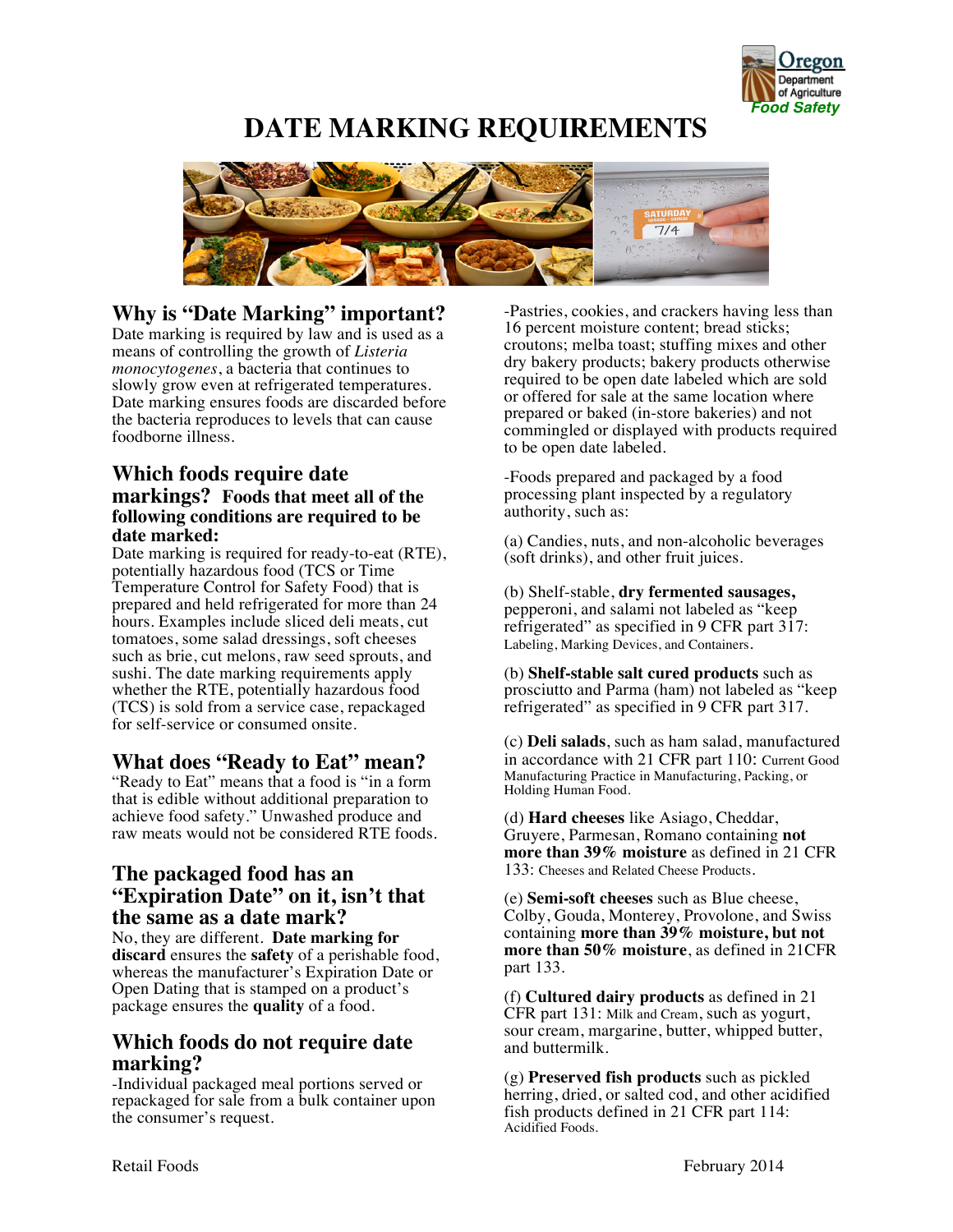# DATE MARKING REQUIREMENTS

## Why is "Date Marking" important?

Date marking is required by law and is used as a means of controlling the growth of *Listeria monocytogenes*, a bacteria that continues to slowly grow even at refrigerated temperatures. Date marking ensures foods are discarded before the bacteria reproduces to levels that can cause foodborne illness.

## Which foods require date markings? **Foods that meet all of the following conditions are required to be date marked:**

Date marking is required for ready-to-eat (RTE), potentially hazardous food (TCS or Time Temperature Control for Safety Food) that is prepared and held refrigerated for more than 24 hours. Examples include sliced deli meats, cut tomatoes, some salad dressings, soft cheeses such as brie, cut melons, raw seed sprouts, and sushi. The date marking requirements apply whether the RTE, potentially hazardous food (TCS) is sold from a service case, repackaged for self-service or consumed onsite.

## What does "Ready to Eat" mean?

"Ready to Eat" means that a food is "in a form that is edible without additional preparation to achieve food safety." Unwashed produce and raw meats would not be considered RTE foods.

## The packaged food has an "Expiration Date" on it, isn't that the same as a date mark?

No, they are different. **Date marking for discard** ensures the **safety** of a perishable food, whereas the manufacturer's Expiration Date or Open Dating that is stamped on a product's package ensures the **quality** of a food.

## Which foods do not require date marking?

-Individual packaged meal portions served or repackaged for sale from a bulk container upon the consumer's request.

-Pastries, cookies, and crackers having less than 16 percent moisture content; bread sticks; croutons; melba toast; stuffing mixes and other dry bakery products; bakery products otherwise required to be open date labeled which are sold or offered for sale at the same location where prepared or baked (in-store bakeries) and not commingled or displayed with products required to be open date labeled.

-Foods prepared and packaged by a food processing plant inspected by a regulatory authority, such as:

(a) Candies, nuts, and non-alcoholic beverages (soft drinks), and other fruit juices.

(b) Shelf-stable, **dry fermented sausages,** pepperoni, and salami not labeled as "keep refrigerated" as specified in 9 CFR part 317: Labeling, Marking Devices, and Containers.

(b) **Shelf-stable salt cured products** such as prosciutto and Parma (ham) not labeled as "keep refrigerated" as specified in 9 CFR part 317.

(c) **Deli salads**, such as ham salad, manufactured in accordance with 21 CFR part 110: Current Good Manufacturing Practice in Manufacturing, Packing, or Holding Human Food.

(d) **Hard cheeses** like Asiago, Cheddar, Gruyere, Parmesan, Romano containing **not more than 39% moisture** as defined in 21 CFR 133: Cheeses and Related Cheese Products.

(e) **Semi-soft cheeses** such as Blue cheese, Colby, Gouda, Monterey, Provolone, and Swiss containing **more than 39% moisture, but not more than 50% moisture**, as defined in 21CFR part 133.

(f) **Cultured dairy products** as defined in 21 CFR part 131: Milk and Cream, such as yogurt, sour cream, margarine, butter, whipped butter, and buttermilk.

(g) **Preserved fish products** such as pickled herring, dried, or salted cod, and other acidified fish products defined in 21 CFR part 114: Acidified Foods.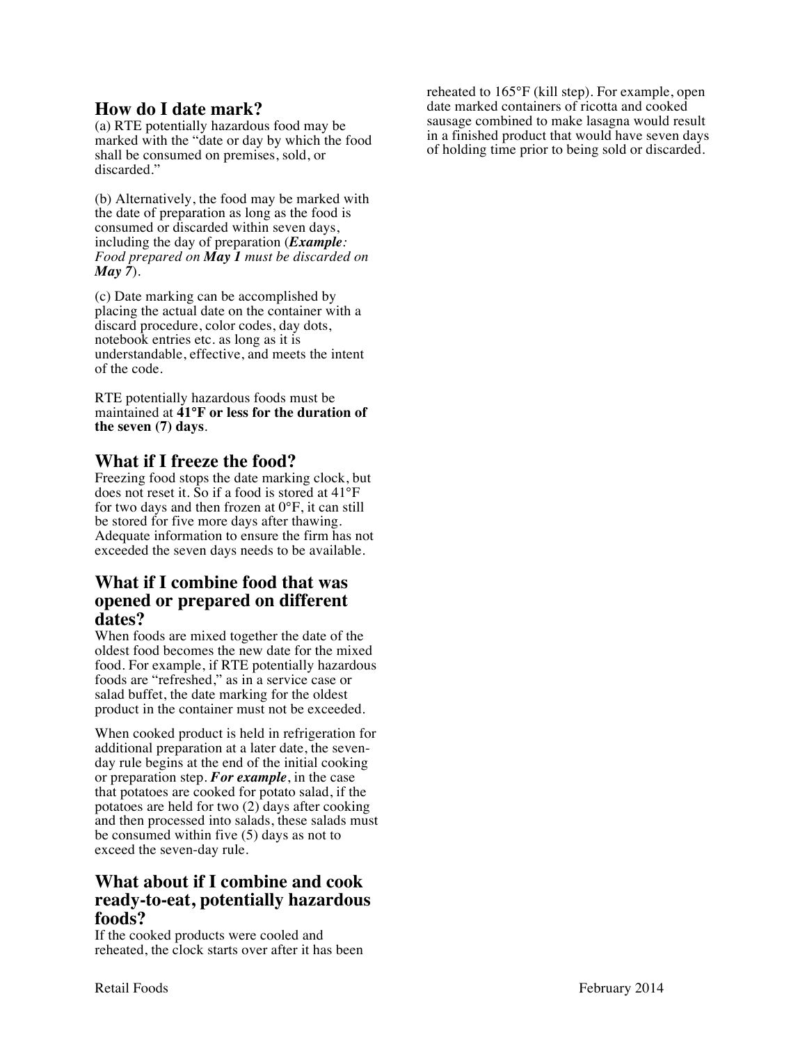## How do I date mark?

(a) RTE potentially hazardous food may be marked with the "date or day by which the food shall be consumed on premises, sold, or discarded."

(b) Alternatively, the food may be marked with the date of preparation as long as the food is consumed or discarded within seven days, including the day of preparation (***Example****: Food prepared on* ***May 1*** *must be discarded on* ***May 7***).

(c) Date marking can be accomplished by placing the actual date on the container with a discard procedure, color codes, day dots, notebook entries etc. as long as it is understandable, effective, and meets the intent of the code.

RTE potentially hazardous foods must be maintained at **41°F or less for the duration of the seven (7) days**.

## What if I freeze the food?

Freezing food stops the date marking clock, but does not reset it. So if a food is stored at 41°F for two days and then frozen at 0°F, it can still be stored for five more days after thawing. Adequate information to ensure the firm has not exceeded the seven days needs to be available.

## What if I combine food that was opened or prepared on different dates?

When foods are mixed together the date of the oldest food becomes the new date for the mixed food. For example, if RTE potentially hazardous foods are "refreshed," as in a service case or salad buffet, the date marking for the oldest product in the container must not be exceeded.

When cooked product is held in refrigeration for additional preparation at a later date, the seven-day rule begins at the end of the initial cooking or preparation step. ***For example***, in the case that potatoes are cooked for potato salad, if the potatoes are held for two (2) days after cooking and then processed into salads, these salads must be consumed within five (5) days as not to exceed the seven-day rule.

## What about if I combine and cook ready-to-eat, potentially hazardous foods?

If the cooked products were cooled and reheated, the clock starts over after it has been reheated to 165°F (kill step). For example, open date marked containers of ricotta and cooked sausage combined to make lasagna would result in a finished product that would have seven days of holding time prior to being sold or discarded.